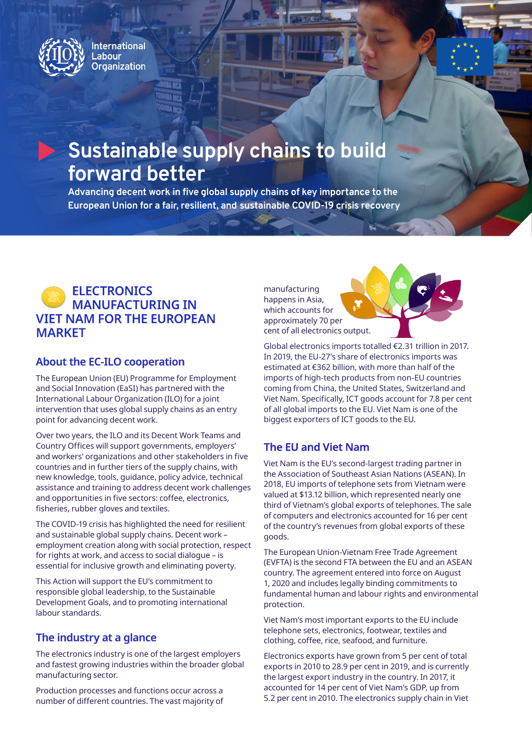International Labour Organization

# Sustainable supply chains to build forward better

**Advancing decent work in five global supply chains of key importance to the European Union for a fair, resilient, and sustainable COVID-19 crisis recovery**

## ELECTRONICS MANUFACTURING IN VIET NAM FOR THE EUROPEAN MARKET

### About the EC-ILO cooperation

The European Union (EU) Programme for Employment and Social Innovation (EaSI) has partnered with the International Labour Organization (ILO) for a joint intervention that uses global supply chains as an entry point for advancing decent work.

Over two years, the ILO and its Decent Work Teams and Country Offices will support governments, employers' and workers' organizations and other stakeholders in five countries and in further tiers of the supply chains, with new knowledge, tools, guidance, policy advice, technical assistance and training to address decent work challenges and opportunities in five sectors: coffee, electronics, fisheries, rubber gloves and textiles.

The COVID-19 crisis has highlighted the need for resilient and sustainable global supply chains. Decent work – employment creation along with social protection, respect for rights at work, and access to social dialogue – is essential for inclusive growth and eliminating poverty.

This Action will support the EU's commitment to responsible global leadership, to the Sustainable Development Goals, and to promoting international labour standards.

### The industry at a glance

The electronics industry is one of the largest employers and fastest growing industries within the broader global manufacturing sector.

Production processes and functions occur across a number of different countries. The vast majority of manufacturing happens in Asia, which accounts for approximately 70 per cent of all electronics output.

Global electronics imports totalled €2.31 trillion in 2017. In 2019, the EU-27's share of electronics imports was estimated at €362 billion, with more than half of the imports of high-tech products from non-EU countries coming from China, the United States, Switzerland and Viet Nam. Specifically, ICT goods account for 7.8 per cent of all global imports to the EU. Viet Nam is one of the biggest exporters of ICT goods to the EU.

### The EU and Viet Nam

Viet Nam is the EU's second-largest trading partner in the Association of Southeast Asian Nations (ASEAN). In 2018, EU imports of telephone sets from Vietnam were valued at $13.12 billion, which represented nearly one third of Vietnam's global exports of telephones. The sale of computers and electronics accounted for 16 per cent of the country's revenues from global exports of these goods.

The European Union-Vietnam Free Trade Agreement (EVFTA) is the second FTA between the EU and an ASEAN country. The agreement entered into force on August 1, 2020 and includes legally binding commitments to fundamental human and labour rights and environmental protection.

Viet Nam's most important exports to the EU include telephone sets, electronics, footwear, textiles and clothing, coffee, rice, seafood, and furniture.

Electronics exports have grown from 5 per cent of total exports in 2010 to 28.9 per cent in 2019, and is currently the largest export industry in the country. In 2017, it accounted for 14 per cent of Viet Nam's GDP, up from 5.2 per cent in 2010. The electronics supply chain in Viet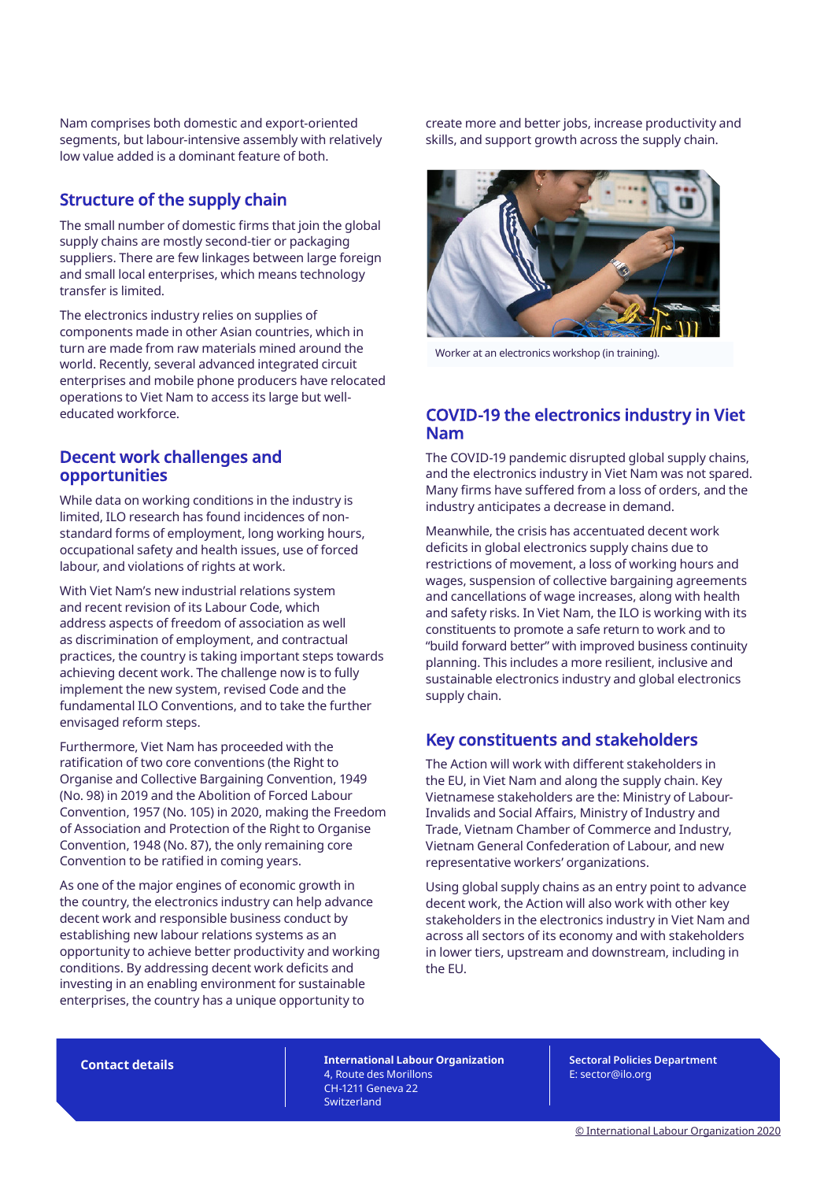Nam comprises both domestic and export-oriented segments, but labour-intensive assembly with relatively low value added is a dominant feature of both.

## Structure of the supply chain

The small number of domestic firms that join the global supply chains are mostly second-tier or packaging suppliers. There are few linkages between large foreign and small local enterprises, which means technology transfer is limited.

The electronics industry relies on supplies of components made in other Asian countries, which in turn are made from raw materials mined around the world. Recently, several advanced integrated circuit enterprises and mobile phone producers have relocated operations to Viet Nam to access its large but well-educated workforce.

## Decent work challenges and opportunities

While data on working conditions in the industry is limited, ILO research has found incidences of non-standard forms of employment, long working hours, occupational safety and health issues, use of forced labour, and violations of rights at work.

With Viet Nam's new industrial relations system and recent revision of its Labour Code, which address aspects of freedom of association as well as discrimination of employment, and contractual practices, the country is taking important steps towards achieving decent work. The challenge now is to fully implement the new system, revised Code and the fundamental ILO Conventions, and to take the further envisaged reform steps.

Furthermore, Viet Nam has proceeded with the ratification of two core conventions (the Right to Organise and Collective Bargaining Convention, 1949 (No. 98) in 2019 and the Abolition of Forced Labour Convention, 1957 (No. 105) in 2020, making the Freedom of Association and Protection of the Right to Organise Convention, 1948 (No. 87), the only remaining core Convention to be ratified in coming years.

As one of the major engines of economic growth in the country, the electronics industry can help advance decent work and responsible business conduct by establishing new labour relations systems as an opportunity to achieve better productivity and working conditions. By addressing decent work deficits and investing in an enabling environment for sustainable enterprises, the country has a unique opportunity to create more and better jobs, increase productivity and skills, and support growth across the supply chain.

Worker at an electronics workshop (in training).

## COVID-19 the electronics industry in Viet Nam

The COVID-19 pandemic disrupted global supply chains, and the electronics industry in Viet Nam was not spared. Many firms have suffered from a loss of orders, and the industry anticipates a decrease in demand.

Meanwhile, the crisis has accentuated decent work deficits in global electronics supply chains due to restrictions of movement, a loss of working hours and wages, suspension of collective bargaining agreements and cancellations of wage increases, along with health and safety risks. In Viet Nam, the ILO is working with its constituents to promote a safe return to work and to "build forward better" with improved business continuity planning. This includes a more resilient, inclusive and sustainable electronics industry and global electronics supply chain.

## Key constituents and stakeholders

The Action will work with different stakeholders in the EU, in Viet Nam and along the supply chain. Key Vietnamese stakeholders are the: Ministry of Labour-Invalids and Social Affairs, Ministry of Industry and Trade, Vietnam Chamber of Commerce and Industry, Vietnam General Confederation of Labour, and new representative workers' organizations.

Using global supply chains as an entry point to advance decent work, the Action will also work with other key stakeholders in the electronics industry in Viet Nam and across all sectors of its economy and with stakeholders in lower tiers, upstream and downstream, including in the EU.

**Contact details**

**International Labour Organization**
4, Route des Morillons
CH-1211 Geneva 22
Switzerland

**Sectoral Policies Department**
E: sector@ilo.org

© International Labour Organization 2020